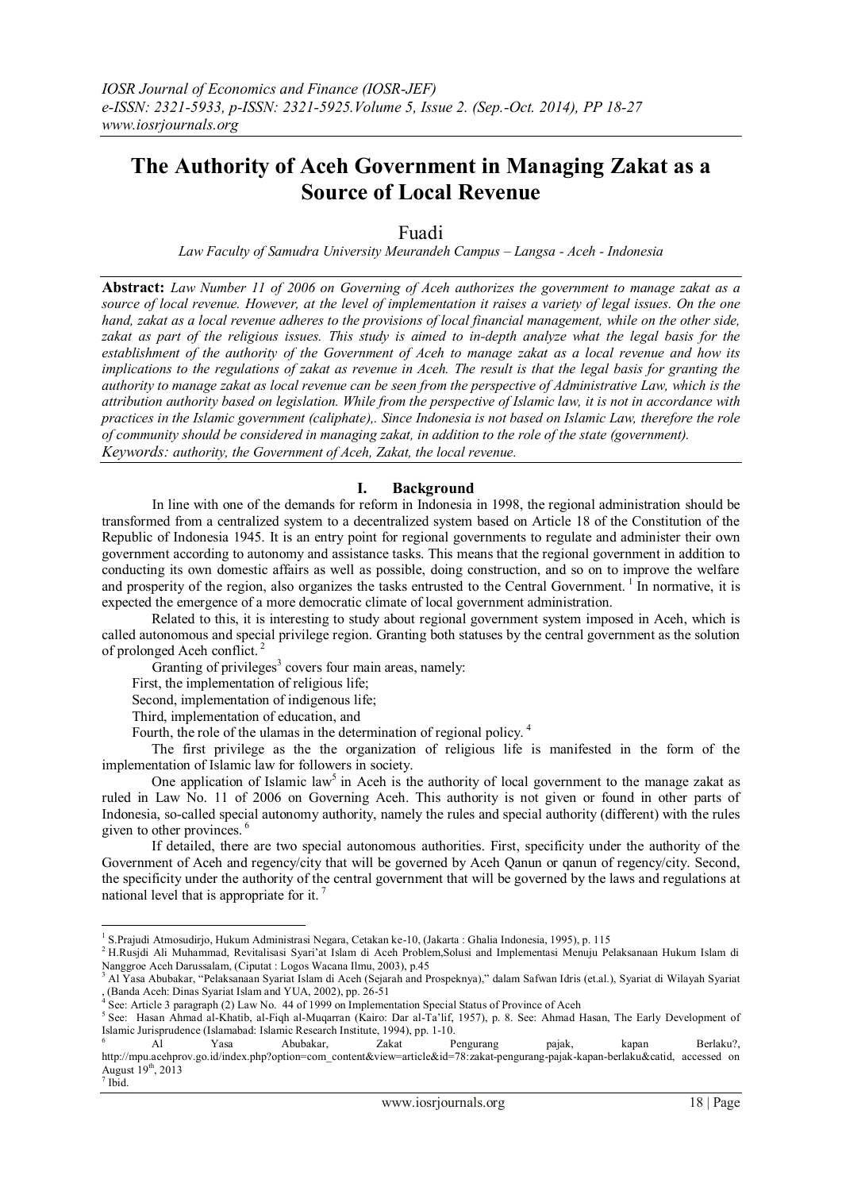# The Authority of Aceh Government in Managing Zakat as a Source of Local Revenue

Fuadi

*Law Faculty of Samudra University Meurandeh Campus – Langsa - Aceh - Indonesia*

**Abstract:** *Law Number 11 of 2006 on Governing of Aceh authorizes the government to manage zakat as a source of local revenue. However, at the level of implementation it raises a variety of legal issues. On the one hand, zakat as a local revenue adheres to the provisions of local financial management, while on the other side, zakat as part of the religious issues. This study is aimed to in-depth analyze what the legal basis for the establishment of the authority of the Government of Aceh to manage zakat as a local revenue and how its implications to the regulations of zakat as revenue in Aceh. The result is that the legal basis for granting the authority to manage zakat as local revenue can be seen from the perspective of Administrative Law, which is the attribution authority based on legislation. While from the perspective of Islamic law, it is not in accordance with practices in the Islamic government (caliphate),. Since Indonesia is not based on Islamic Law, therefore the role of community should be considered in managing zakat, in addition to the role of the state (government).*

*Keywords: authority, the Government of Aceh, Zakat, the local revenue.*

## I. Background

In line with one of the demands for reform in Indonesia in 1998, the regional administration should be transformed from a centralized system to a decentralized system based on Article 18 of the Constitution of the Republic of Indonesia 1945. It is an entry point for regional governments to regulate and administer their own government according to autonomy and assistance tasks. This means that the regional government in addition to conducting its own domestic affairs as well as possible, doing construction, and so on to improve the welfare and prosperity of the region, also organizes the tasks entrusted to the Central Government. [1] In normative, it is expected the emergence of a more democratic climate of local government administration.

Related to this, it is interesting to study about regional government system imposed in Aceh, which is called autonomous and special privilege region. Granting both statuses by the central government as the solution of prolonged Aceh conflict. [2]

Granting of privileges[3] covers four main areas, namely:

First, the implementation of religious life;
Second, implementation of indigenous life;
Third, implementation of education, and
Fourth, the role of the ulamas in the determination of regional policy. [4]

The first privilege as the the organization of religious life is manifested in the form of the implementation of Islamic law for followers in society.

One application of Islamic law[5] in Aceh is the authority of local government to the manage zakat as ruled in Law No. 11 of 2006 on Governing Aceh. This authority is not given or found in other parts of Indonesia, so-called special autonomy authority, namely the rules and special authority (different) with the rules given to other provinces. [6]

If detailed, there are two special autonomous authorities. First, specificity under the authority of the Government of Aceh and regency/city that will be governed by Aceh Qanun or qanun of regency/city. Second, the specificity under the authority of the central government that will be governed by the laws and regulations at national level that is appropriate for it. [7]

---

[1] S.Prajudi Atmosudirjo, Hukum Administrasi Negara, Cetakan ke-10, (Jakarta : Ghalia Indonesia, 1995), p. 115

[2] H.Rusjdi Ali Muhammad, Revitalisasi Syari'at Islam di Aceh Problem,Solusi and Implementasi Menuju Pelaksanaan Hukum Islam di Nanggroe Aceh Darussalam, (Ciputat : Logos Wacana Ilmu, 2003), p.45

[3] Al Yasa Abubakar, "Pelaksanaan Syariat Islam di Aceh (Sejarah and Prospeknya)," dalam Safwan Idris (et.al.), Syariat di Wilayah Syariat , (Banda Aceh: Dinas Syariat Islam and YUA, 2002), pp. 26-51

[4] See: Article 3 paragraph (2) Law No. 44 of 1999 on Implementation Special Status of Province of Aceh

[5] See: Hasan Ahmad al-Khatib, al-Fiqh al-Muqarran (Kairo: Dar al-Ta'lif, 1957), p. 8. See: Ahmad Hasan, The Early Development of Islamic Jurisprudence (Islamabad: Islamic Research Institute, 1994), pp. 1-10.

[6] Al Yasa Abubakar, Zakat Pengurang pajak, kapan Berlaku?, http://mpu.acehprov.go.id/index.php?option=com_content&view=article&id=78:zakat-pengurang-pajak-kapan-berlaku&catid, accessed on August 19th, 2013

[7] Ibid.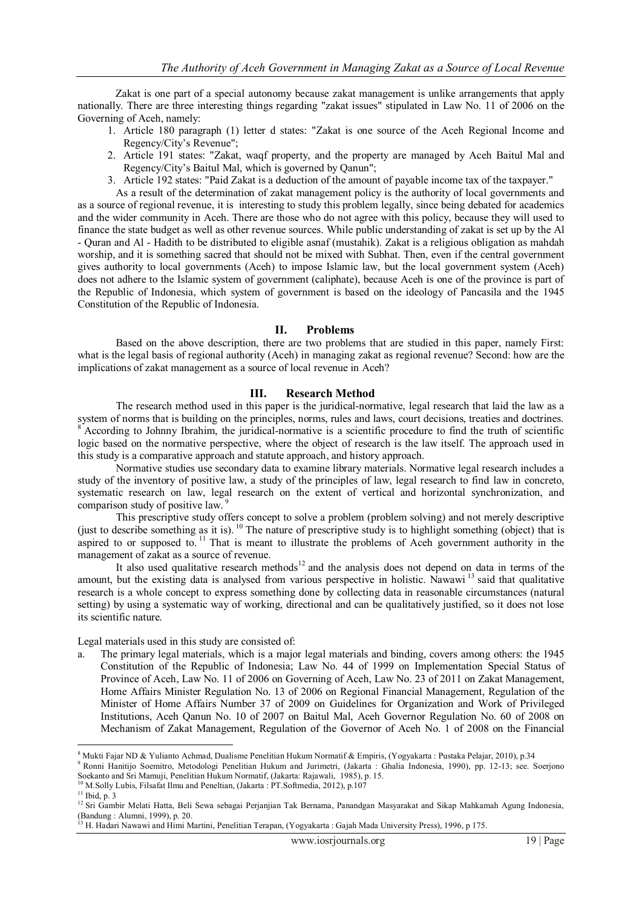Zakat is one part of a special autonomy because zakat management is unlike arrangements that apply nationally. There are three interesting things regarding "zakat issues" stipulated in Law No. 11 of 2006 on the Governing of Aceh, namely:

1. Article 180 paragraph (1) letter d states: "Zakat is one source of the Aceh Regional Income and Regency/City's Revenue";
2. Article 191 states: "Zakat, waqf property, and the property are managed by Aceh Baitul Mal and Regency/City's Baitul Mal, which is governed by Qanun";
3. Article 192 states: "Paid Zakat is a deduction of the amount of payable income tax of the taxpayer."

As a result of the determination of zakat management policy is the authority of local governments and as a source of regional revenue, it is interesting to study this problem legally, since being debated for academics and the wider community in Aceh. There are those who do not agree with this policy, because they will used to finance the state budget as well as other revenue sources. While public understanding of zakat is set up by the Al - Quran and Al - Hadith to be distributed to eligible asnaf (mustahik). Zakat is a religious obligation as mahdah worship, and it is something sacred that should not be mixed with Subhat. Then, even if the central government gives authority to local governments (Aceh) to impose Islamic law, but the local government system (Aceh) does not adhere to the Islamic system of government (caliphate), because Aceh is one of the province is part of the Republic of Indonesia, which system of government is based on the ideology of Pancasila and the 1945 Constitution of the Republic of Indonesia.

## II. Problems

Based on the above description, there are two problems that are studied in this paper, namely First: what is the legal basis of regional authority (Aceh) in managing zakat as regional revenue? Second: how are the implications of zakat management as a source of local revenue in Aceh?

## III. Research Method

The research method used in this paper is the juridical-normative, legal research that laid the law as a system of norms that is building on the principles, norms, rules and laws, court decisions, treaties and doctrines. [8] According to Johnny Ibrahim, the juridical-normative is a scientific procedure to find the truth of scientific logic based on the normative perspective, where the object of research is the law itself. The approach used in this study is a comparative approach and statute approach, and history approach.

Normative studies use secondary data to examine library materials. Normative legal research includes a study of the inventory of positive law, a study of the principles of law, legal research to find law in concreto, systematic research on law, legal research on the extent of vertical and horizontal synchronization, and comparison study of positive law. [9]

This prescriptive study offers concept to solve a problem (problem solving) and not merely descriptive (just to describe something as it is). [10] The nature of prescriptive study is to highlight something (object) that is aspired to or supposed to. [11] That is meant to illustrate the problems of Aceh government authority in the management of zakat as a source of revenue.

It also used qualitative research methods[12] and the analysis does not depend on data in terms of the amount, but the existing data is analysed from various perspective in holistic. Nawawi [13] said that qualitative research is a whole concept to express something done by collecting data in reasonable circumstances (natural setting) by using a systematic way of working, directional and can be qualitatively justified, so it does not lose its scientific nature.

Legal materials used in this study are consisted of:

a. The primary legal materials, which is a major legal materials and binding, covers among others: the 1945 Constitution of the Republic of Indonesia; Law No. 44 of 1999 on Implementation Special Status of Province of Aceh, Law No. 11 of 2006 on Governing of Aceh, Law No. 23 of 2011 on Zakat Management, Home Affairs Minister Regulation No. 13 of 2006 on Regional Financial Management, Regulation of the Minister of Home Affairs Number 37 of 2009 on Guidelines for Organization and Work of Privileged Institutions, Aceh Qanun No. 10 of 2007 on Baitul Mal, Aceh Governor Regulation No. 60 of 2008 on Mechanism of Zakat Management, Regulation of the Governor of Aceh No. 1 of 2008 on the Financial

---

[8] Mukti Fajar ND & Yulianto Achmad, Dualisme Penelitian Hukum Normatif & Empiris, (Yogyakarta : Pustaka Pelajar, 2010), p.34

[9] Ronni Hanitijo Soemitro, Metodologi Penelitian Hukum and Jurimetri, (Jakarta : Ghalia Indonesia, 1990), pp. 12-13; see. Soerjono Soekanto and Sri Mamuji, Penelitian Hukum Normatif, (Jakarta: Rajawali, 1985), p. 15.

[10] M.Solly Lubis, Filsafat Ilmu and Peneltian, (Jakarta : PT.Softmedia, 2012), p.107

[11] Ibid, p. 3

[12] Sri Gambir Melati Hatta, Beli Sewa sebagai Perjanjian Tak Bernama, Panandgan Masyarakat and Sikap Mahkamah Agung Indonesia, (Bandung : Alumni, 1999), p. 20.

[13] H. Hadari Nawawi and Himi Martini, Penelitian Terapan, (Yogyakarta : Gajah Mada University Press), 1996, p 175.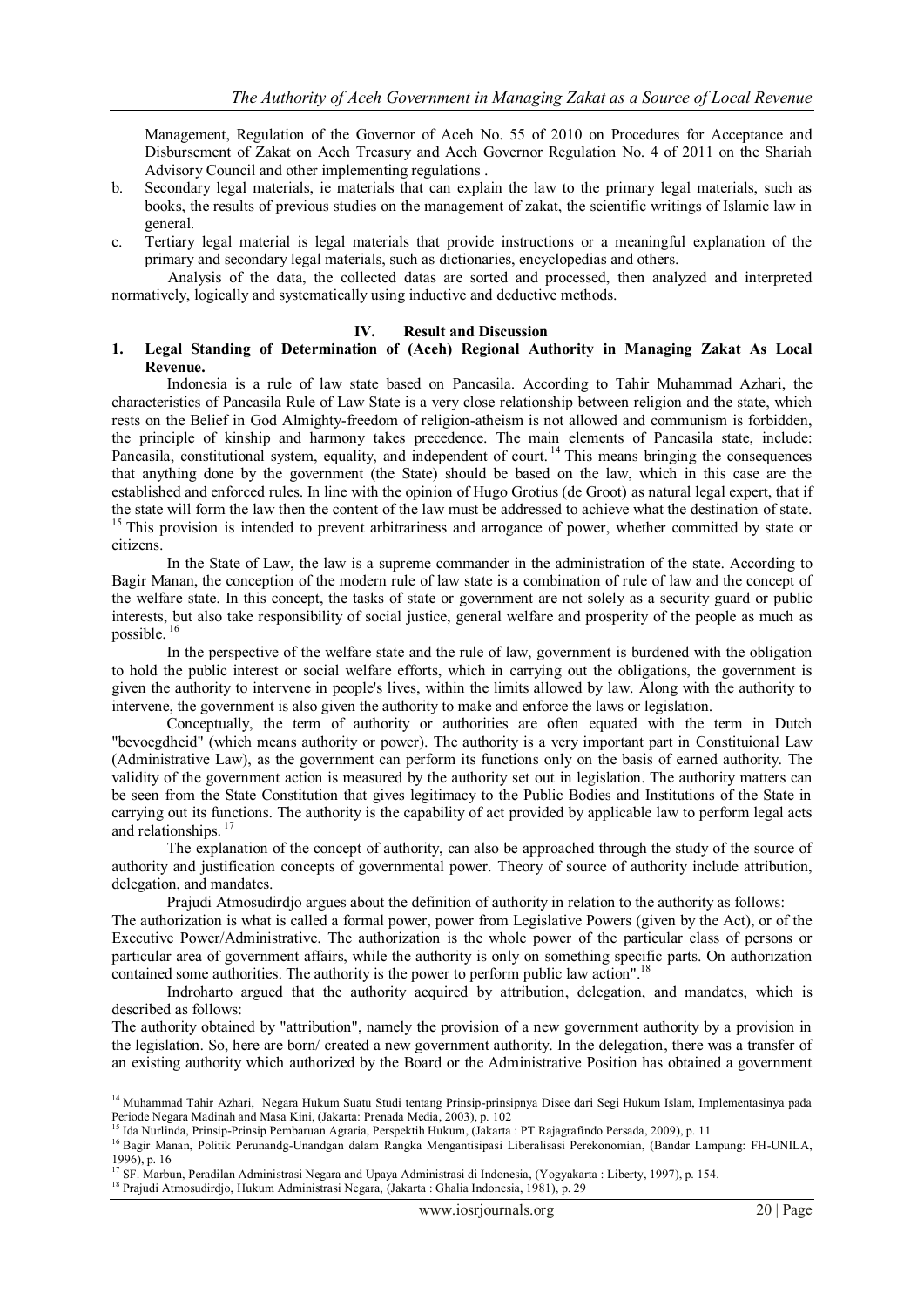Management, Regulation of the Governor of Aceh No. 55 of 2010 on Procedures for Acceptance and Disbursement of Zakat on Aceh Treasury and Aceh Governor Regulation No. 4 of 2011 on the Shariah Advisory Council and other implementing regulations .

b. Secondary legal materials, ie materials that can explain the law to the primary legal materials, such as books, the results of previous studies on the management of zakat, the scientific writings of Islamic law in general.
c. Tertiary legal material is legal materials that provide instructions or a meaningful explanation of the primary and secondary legal materials, such as dictionaries, encyclopedias and others.

Analysis of the data, the collected datas are sorted and processed, then analyzed and interpreted normatively, logically and systematically using inductive and deductive methods.

## IV. Result and Discussion

### 1. Legal Standing of Determination of (Aceh) Regional Authority in Managing Zakat As Local Revenue.

Indonesia is a rule of law state based on Pancasila. According to Tahir Muhammad Azhari, the characteristics of Pancasila Rule of Law State is a very close relationship between religion and the state, which rests on the Belief in God Almighty-freedom of religion-atheism is not allowed and communism is forbidden, the principle of kinship and harmony takes precedence. The main elements of Pancasila state, include: Pancasila, constitutional system, equality, and independent of court. [14] This means bringing the consequences that anything done by the government (the State) should be based on the law, which in this case are the established and enforced rules. In line with the opinion of Hugo Grotius (de Groot) as natural legal expert, that if the state will form the law then the content of the law must be addressed to achieve what the destination of state. [15] This provision is intended to prevent arbitrariness and arrogance of power, whether committed by state or citizens.

In the State of Law, the law is a supreme commander in the administration of the state. According to Bagir Manan, the conception of the modern rule of law state is a combination of rule of law and the concept of the welfare state. In this concept, the tasks of state or government are not solely as a security guard or public interests, but also take responsibility of social justice, general welfare and prosperity of the people as much as possible. [16]

In the perspective of the welfare state and the rule of law, government is burdened with the obligation to hold the public interest or social welfare efforts, which in carrying out the obligations, the government is given the authority to intervene in people's lives, within the limits allowed by law. Along with the authority to intervene, the government is also given the authority to make and enforce the laws or legislation.

Conceptually, the term of authority or authorities are often equated with the term in Dutch "bevoegdheid" (which means authority or power). The authority is a very important part in Constituional Law (Administrative Law), as the government can perform its functions only on the basis of earned authority. The validity of the government action is measured by the authority set out in legislation. The authority matters can be seen from the State Constitution that gives legitimacy to the Public Bodies and Institutions of the State in carrying out its functions. The authority is the capability of act provided by applicable law to perform legal acts and relationships. [17]

The explanation of the concept of authority, can also be approached through the study of the source of authority and justification concepts of governmental power. Theory of source of authority include attribution, delegation, and mandates.

Prajudi Atmosudirdjo argues about the definition of authority in relation to the authority as follows:

The authorization is what is called a formal power, power from Legislative Powers (given by the Act), or of the Executive Power/Administrative. The authorization is the whole power of the particular class of persons or particular area of government affairs, while the authority is only on something specific parts. On authorization contained some authorities. The authority is the power to perform public law action".[18]

Indroharto argued that the authority acquired by attribution, delegation, and mandates, which is described as follows:

The authority obtained by "attribution", namely the provision of a new government authority by a provision in the legislation. So, here are born/ created a new government authority. In the delegation, there was a transfer of an existing authority which authorized by the Board or the Administrative Position has obtained a government

---

[14] Muhammad Tahir Azhari, Negara Hukum Suatu Studi tentang Prinsip-prinsipnya Disee dari Segi Hukum Islam, Implementasinya pada Periode Negara Madinah and Masa Kini, (Jakarta: Prenada Media, 2003), p. 102

[15] Ida Nurlinda, Prinsip-Prinsip Pembaruan Agraria, Perspektih Hukum, (Jakarta : PT Rajagrafindo Persada, 2009), p. 11

[16] Bagir Manan, Politik Perunandg-Unandgan dalam Rangka Mengantisipasi Liberalisasi Perekonomian, (Bandar Lampung: FH-UNILA, 1996), p. 16

[17] SF. Marbun, Peradilan Administrasi Negara and Upaya Administrasi di Indonesia, (Yogyakarta : Liberty, 1997), p. 154.

[18] Prajudi Atmosudirdjo, Hukum Administrasi Negara, (Jakarta : Ghalia Indonesia, 1981), p. 29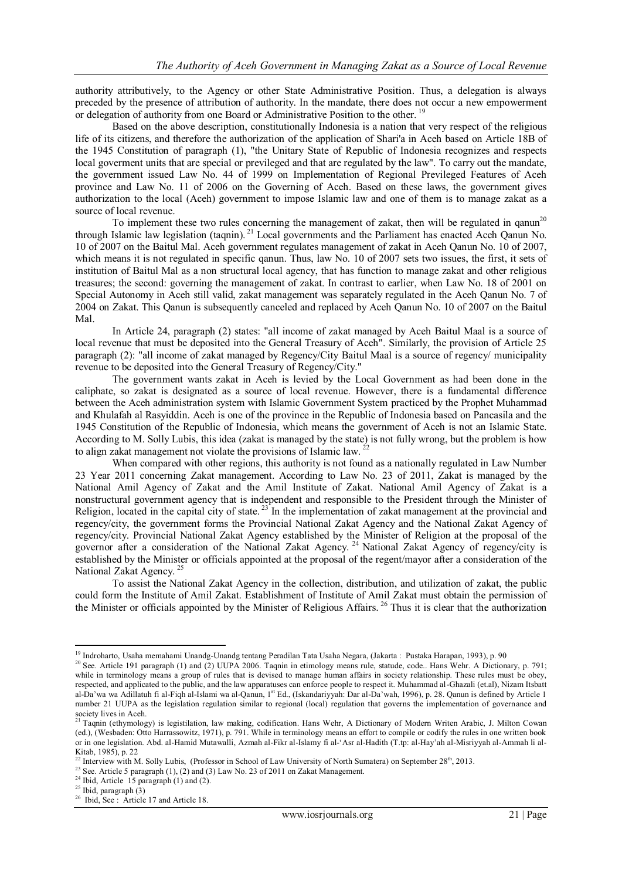authority attributively, to the Agency or other State Administrative Position. Thus, a delegation is always preceded by the presence of attribution of authority. In the mandate, there does not occur a new empowerment or delegation of authority from one Board or Administrative Position to the other. [19]

Based on the above description, constitutionally Indonesia is a nation that very respect of the religious life of its citizens, and therefore the authorization of the application of Shari'a in Aceh based on Article 18B of the 1945 Constitution of paragraph (1), "the Unitary State of Republic of Indonesia recognizes and respects local goverment units that are special or previleged and that are regulated by the law". To carry out the mandate, the government issued Law No. 44 of 1999 on Implementation of Regional Previleged Features of Aceh province and Law No. 11 of 2006 on the Governing of Aceh. Based on these laws, the government gives authorization to the local (Aceh) government to impose Islamic law and one of them is to manage zakat as a source of local revenue.

To implement these two rules concerning the management of zakat, then will be regulated in qanun[20] through Islamic law legislation (taqnin). [21] Local governments and the Parliament has enacted Aceh Qanun No. 10 of 2007 on the Baitul Mal. Aceh government regulates management of zakat in Aceh Qanun No. 10 of 2007, which means it is not regulated in specific qanun. Thus, law No. 10 of 2007 sets two issues, the first, it sets of institution of Baitul Mal as a non structural local agency, that has function to manage zakat and other religious treasures; the second: governing the management of zakat. In contrast to earlier, when Law No. 18 of 2001 on Special Autonomy in Aceh still valid, zakat management was separately regulated in the Aceh Qanun No. 7 of 2004 on Zakat. This Qanun is subsequently canceled and replaced by Aceh Qanun No. 10 of 2007 on the Baitul Mal.

In Article 24, paragraph (2) states: "all income of zakat managed by Aceh Baitul Maal is a source of local revenue that must be deposited into the General Treasury of Aceh". Similarly, the provision of Article 25 paragraph (2): "all income of zakat managed by Regency/City Baitul Maal is a source of regency/ municipality revenue to be deposited into the General Treasury of Regency/City."

The government wants zakat in Aceh is levied by the Local Government as had been done in the caliphate, so zakat is designated as a source of local revenue. However, there is a fundamental difference between the Aceh administration system with Islamic Government System practiced by the Prophet Muhammad and Khulafah al Rasyiddin. Aceh is one of the province in the Republic of Indonesia based on Pancasila and the 1945 Constitution of the Republic of Indonesia, which means the government of Aceh is not an Islamic State. According to M. Solly Lubis, this idea (zakat is managed by the state) is not fully wrong, but the problem is how to align zakat management not violate the provisions of Islamic law. [22]

When compared with other regions, this authority is not found as a nationally regulated in Law Number 23 Year 2011 concerning Zakat management. According to Law No. 23 of 2011, Zakat is managed by the National Amil Agency of Zakat and the Amil Institute of Zakat. National Amil Agency of Zakat is a nonstructural government agency that is independent and responsible to the President through the Minister of Religion, located in the capital city of state. [23] In the implementation of zakat management at the provincial and regency/city, the government forms the Provincial National Zakat Agency and the National Zakat Agency of regency/city. Provincial National Zakat Agency established by the Minister of Religion at the proposal of the governor after a consideration of the National Zakat Agency. [24] National Zakat Agency of regency/city is established by the Minister or officials appointed at the proposal of the regent/mayor after a consideration of the National Zakat Agency. [25]

To assist the National Zakat Agency in the collection, distribution, and utilization of zakat, the public could form the Institute of Amil Zakat. Establishment of Institute of Amil Zakat must obtain the permission of the Minister or officials appointed by the Minister of Religious Affairs. [26] Thus it is clear that the authorization

---

[19] Indroharto, Usaha memahami Unandg-Unandg tentang Peradilan Tata Usaha Negara, (Jakarta : Pustaka Harapan, 1993), p. 90

[20] See. Article 191 paragraph (1) and (2) UUPA 2006. Taqnin in etimology means rule, statude, code.. Hans Wehr. A Dictionary, p. 791; while in terminology means a group of rules that is devised to manage human affairs in society relationship. These rules must be obey, respected, and applicated to the public, and the law apparatuses can enforce people to respect it. Muhammad al-Ghazali (et.al), Nizam Itsbatt al-Da'wa wa Adillatuh fi al-Fiqh al-Islami wa al-Qanun, 1st Ed., (Iskandariyyah: Dar al-Da'wah, 1996), p. 28. Qanun is defined by Article 1 number 21 UUPA as the legislation regulation similar to regional (local) regulation that governs the implementation of governance and society lives in Aceh.

[21] Taqnin (ethymology) is legistilation, law making, codification. Hans Wehr, A Dictionary of Modern Writen Arabic, J. Milton Cowan (ed.), (Wesbaden: Otto Harrassowitz, 1971), p. 791. While in terminology means an effort to compile or codify the rules in one written book or in one legislation. Abd. al-Hamid Mutawalli, Azmah al-Fikr al-Islamy fi al-'Asr al-Hadith (T.tp: al-Hay'ah al-Misriyyah al-Ammah li al-Kitab, 1985), p. 22

[22] Interview with M. Solly Lubis, (Professor in School of Law University of North Sumatera) on September 28th, 2013.

[23] See. Article 5 paragraph (1), (2) and (3) Law No. 23 of 2011 on Zakat Management.

[24] Ibid, Article 15 paragraph (1) and (2).

[25] Ibid, paragraph (3)

[26] Ibid, See : Article 17 and Article 18.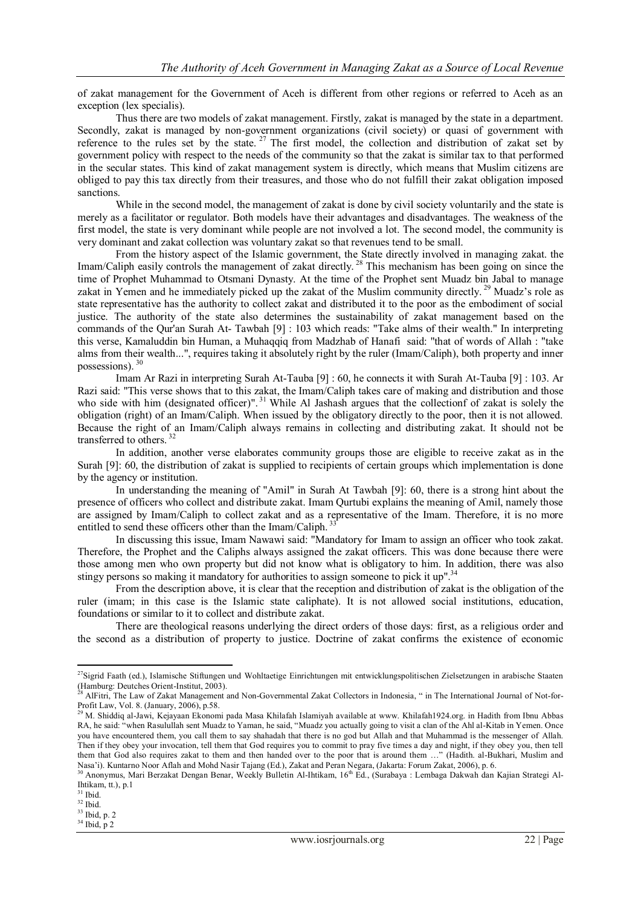of zakat management for the Government of Aceh is different from other regions or referred to Aceh as an exception (lex specialis).

Thus there are two models of zakat management. Firstly, zakat is managed by the state in a department. Secondly, zakat is managed by non-government organizations (civil society) or quasi of government with reference to the rules set by the state. [27] The first model, the collection and distribution of zakat set by government policy with respect to the needs of the community so that the zakat is similar tax to that performed in the secular states. This kind of zakat management system is directly, which means that Muslim citizens are obliged to pay this tax directly from their treasures, and those who do not fulfill their zakat obligation imposed sanctions.

While in the second model, the management of zakat is done by civil society voluntarily and the state is merely as a facilitator or regulator. Both models have their advantages and disadvantages. The weakness of the first model, the state is very dominant while people are not involved a lot. The second model, the community is very dominant and zakat collection was voluntary zakat so that revenues tend to be small.

From the history aspect of the Islamic government, the State directly involved in managing zakat. the Imam/Caliph easily controls the management of zakat directly. [28] This mechanism has been going on since the time of Prophet Muhammad to Otsmani Dynasty. At the time of the Prophet sent Muadz bin Jabal to manage zakat in Yemen and he immediately picked up the zakat of the Muslim community directly. [29] Muadz's role as state representative has the authority to collect zakat and distributed it to the poor as the embodiment of social justice. The authority of the state also determines the sustainability of zakat management based on the commands of the Qur'an Surah At- Tawbah [9] : 103 which reads: "Take alms of their wealth." In interpreting this verse, Kamaluddin bin Human, a Muhaqqiq from Madzhab of Hanafi said: "that of words of Allah : "take alms from their wealth...", requires taking it absolutely right by the ruler (Imam/Caliph), both property and inner possessions). [30]

Imam Ar Razi in interpreting Surah At-Tauba [9] : 60, he connects it with Surah At-Tauba [9] : 103. Ar Razi said: "This verse shows that to this zakat, the Imam/Caliph takes care of making and distribution and those who side with him (designated officer)". [31] While Al Jashash argues that the collectionf of zakat is solely the obligation (right) of an Imam/Caliph. When issued by the obligatory directly to the poor, then it is not allowed. Because the right of an Imam/Caliph always remains in collecting and distributing zakat. It should not be transferred to others. [32]

In addition, another verse elaborates community groups those are eligible to receive zakat as in the Surah [9]: 60, the distribution of zakat is supplied to recipients of certain groups which implementation is done by the agency or institution.

In understanding the meaning of "Amil" in Surah At Tawbah [9]: 60, there is a strong hint about the presence of officers who collect and distribute zakat. Imam Qurtubi explains the meaning of Amil, namely those are assigned by Imam/Caliph to collect zakat and as a representative of the Imam. Therefore, it is no more entitled to send these officers other than the Imam/Caliph. [33]

In discussing this issue, Imam Nawawi said: "Mandatory for Imam to assign an officer who took zakat. Therefore, the Prophet and the Caliphs always assigned the zakat officers. This was done because there were those among men who own property but did not know what is obligatory to him. In addition, there was also stingy persons so making it mandatory for authorities to assign someone to pick it up".[34]

From the description above, it is clear that the reception and distribution of zakat is the obligation of the ruler (imam; in this case is the Islamic state caliphate). It is not allowed social institutions, education, foundations or similar to it to collect and distribute zakat.

There are theological reasons underlying the direct orders of those days: first, as a religious order and the second as a distribution of property to justice. Doctrine of zakat confirms the existence of economic

---

[27] Sigrid Faath (ed.), Islamische Stiftungen und Wohltaetige Einrichtungen mit entwicklungspolitischen Zielsetzungen in arabische Staaten (Hamburg: Deutches Orient-Institut, 2003).

[28] AlFitri, The Law of Zakat Management and Non-Governmental Zakat Collectors in Indonesia, " in The International Journal of Not-for-Profit Law, Vol. 8. (January, 2006), p.58.

[29] M. Shiddiq al-Jawi, Kejayaan Ekonomi pada Masa Khilafah Islamiyah available at www. Khilafah1924.org. in Hadith from Ibnu Abbas RA, he said: "when Rasulullah sent Muadz to Yaman, he said, "Muadz you actually going to visit a clan of the Ahl al-Kitab in Yemen. Once you have encountered them, you call them to say shahadah that there is no god but Allah and that Muhammad is the messenger of Allah. Then if they obey your invocation, tell them that God requires you to commit to pray five times a day and night, if they obey you, then tell them that God also requires zakat to them and then handed over to the poor that is around them …" (Hadith. al-Bukhari, Muslim and Nasa'i). Kuntarno Noor Aflah and Mohd Nasir Tajang (Ed.), Zakat and Peran Negara, (Jakarta: Forum Zakat, 2006), p. 6.

[30] Anonymus, Mari Berzakat Dengan Benar, Weekly Bulletin Al-Ihtikam, 16th Ed., (Surabaya : Lembaga Dakwah dan Kajian Strategi Al-Ihtikam, tt.), p.1

[31] Ibid.

[32] Ibid.

[33] Ibid, p. 2

[34] Ibid, p 2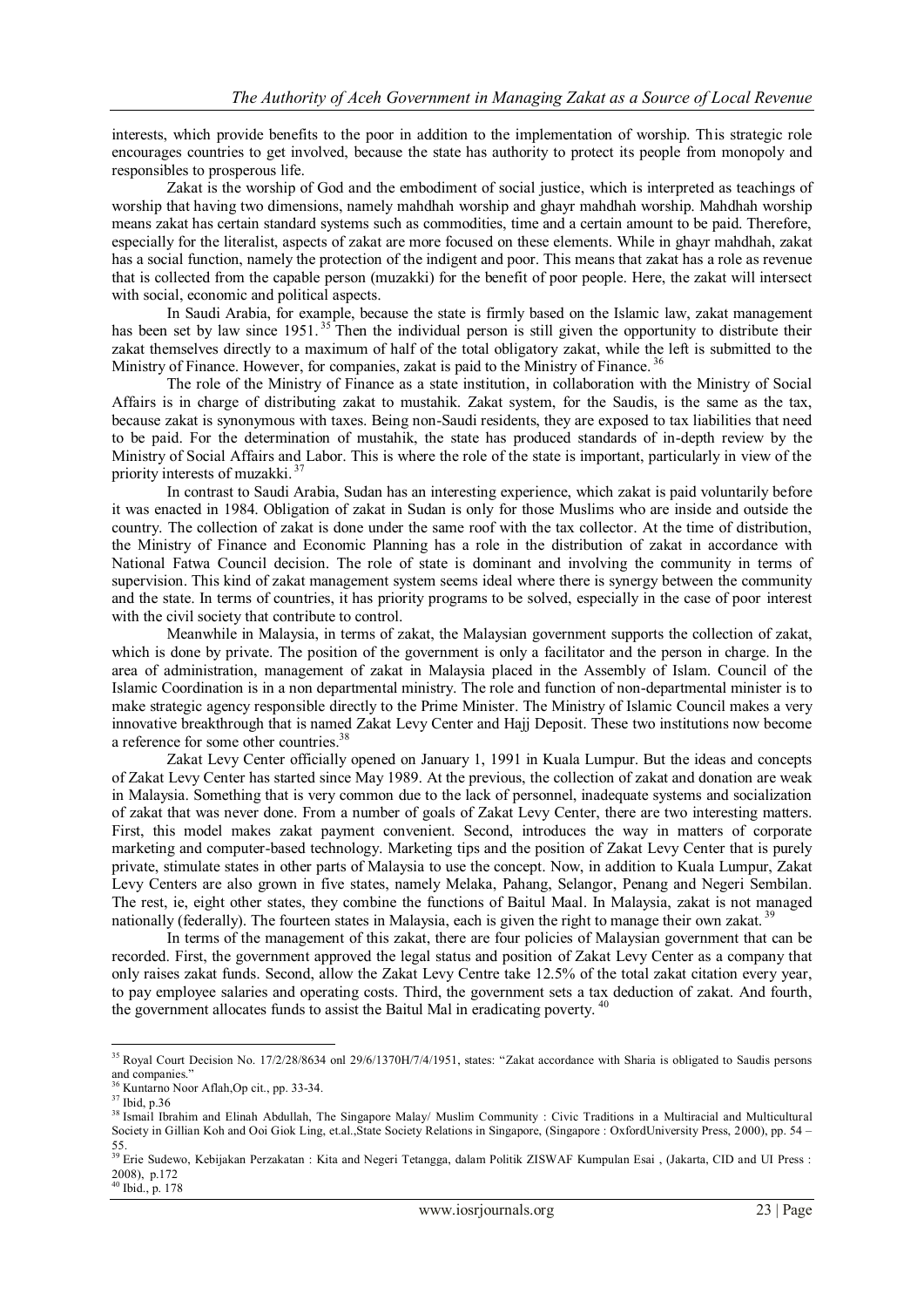interests, which provide benefits to the poor in addition to the implementation of worship. This strategic role encourages countries to get involved, because the state has authority to protect its people from monopoly and responsibles to prosperous life.

Zakat is the worship of God and the embodiment of social justice, which is interpreted as teachings of worship that having two dimensions, namely mahdhah worship and ghayr mahdhah worship. Mahdhah worship means zakat has certain standard systems such as commodities, time and a certain amount to be paid. Therefore, especially for the literalist, aspects of zakat are more focused on these elements. While in ghayr mahdhah, zakat has a social function, namely the protection of the indigent and poor. This means that zakat has a role as revenue that is collected from the capable person (muzakki) for the benefit of poor people. Here, the zakat will intersect with social, economic and political aspects.

In Saudi Arabia, for example, because the state is firmly based on the Islamic law, zakat management has been set by law since 1951.[35] Then the individual person is still given the opportunity to distribute their zakat themselves directly to a maximum of half of the total obligatory zakat, while the left is submitted to the Ministry of Finance. However, for companies, zakat is paid to the Ministry of Finance.[36]

The role of the Ministry of Finance as a state institution, in collaboration with the Ministry of Social Affairs is in charge of distributing zakat to mustahik. Zakat system, for the Saudis, is the same as the tax, because zakat is synonymous with taxes. Being non-Saudi residents, they are exposed to tax liabilities that need to be paid. For the determination of mustahik, the state has produced standards of in-depth review by the Ministry of Social Affairs and Labor. This is where the role of the state is important, particularly in view of the priority interests of muzakki.[37]

In contrast to Saudi Arabia, Sudan has an interesting experience, which zakat is paid voluntarily before it was enacted in 1984. Obligation of zakat in Sudan is only for those Muslims who are inside and outside the country. The collection of zakat is done under the same roof with the tax collector. At the time of distribution, the Ministry of Finance and Economic Planning has a role in the distribution of zakat in accordance with National Fatwa Council decision. The role of state is dominant and involving the community in terms of supervision. This kind of zakat management system seems ideal where there is synergy between the community and the state. In terms of countries, it has priority programs to be solved, especially in the case of poor interest with the civil society that contribute to control.

Meanwhile in Malaysia, in terms of zakat, the Malaysian government supports the collection of zakat, which is done by private. The position of the government is only a facilitator and the person in charge. In the area of administration, management of zakat in Malaysia placed in the Assembly of Islam. Council of the Islamic Coordination is in a non departmental ministry. The role and function of non-departmental minister is to make strategic agency responsible directly to the Prime Minister. The Ministry of Islamic Council makes a very innovative breakthrough that is named Zakat Levy Center and Hajj Deposit. These two institutions now become a reference for some other countries.[38]

Zakat Levy Center officially opened on January 1, 1991 in Kuala Lumpur. But the ideas and concepts of Zakat Levy Center has started since May 1989. At the previous, the collection of zakat and donation are weak in Malaysia. Something that is very common due to the lack of personnel, inadequate systems and socialization of zakat that was never done. From a number of goals of Zakat Levy Center, there are two interesting matters. First, this model makes zakat payment convenient. Second, introduces the way in matters of corporate marketing and computer-based technology. Marketing tips and the position of Zakat Levy Center that is purely private, stimulate states in other parts of Malaysia to use the concept. Now, in addition to Kuala Lumpur, Zakat Levy Centers are also grown in five states, namely Melaka, Pahang, Selangor, Penang and Negeri Sembilan. The rest, ie, eight other states, they combine the functions of Baitul Maal. In Malaysia, zakat is not managed nationally (federally). The fourteen states in Malaysia, each is given the right to manage their own zakat.[39]

In terms of the management of this zakat, there are four policies of Malaysian government that can be recorded. First, the government approved the legal status and position of Zakat Levy Center as a company that only raises zakat funds. Second, allow the Zakat Levy Centre take 12.5% of the total zakat citation every year, to pay employee salaries and operating costs. Third, the government sets a tax deduction of zakat. And fourth, the government allocates funds to assist the Baitul Mal in eradicating poverty.[40]

---

[35] Royal Court Decision No. 17/2/28/8634 onl 29/6/1370H/7/4/1951, states: "Zakat accordance with Sharia is obligated to Saudis persons and companies."

[36] Kuntarno Noor Aflah,Op cit., pp. 33-34.

[37] Ibid, p.36

[38] Ismail Ibrahim and Elinah Abdullah, The Singapore Malay/ Muslim Community : Civic Traditions in a Multiracial and Multicultural Society in Gillian Koh and Ooi Giok Ling, et.al.,State Society Relations in Singapore, (Singapore : OxfordUniversity Press, 2000), pp. 54 – 55.

[39] Erie Sudewo, Kebijakan Perzakatan : Kita and Negeri Tetangga, dalam Politik ZISWAF Kumpulan Esai , (Jakarta, CID and UI Press : 2008), p.172

[40] Ibid., p. 178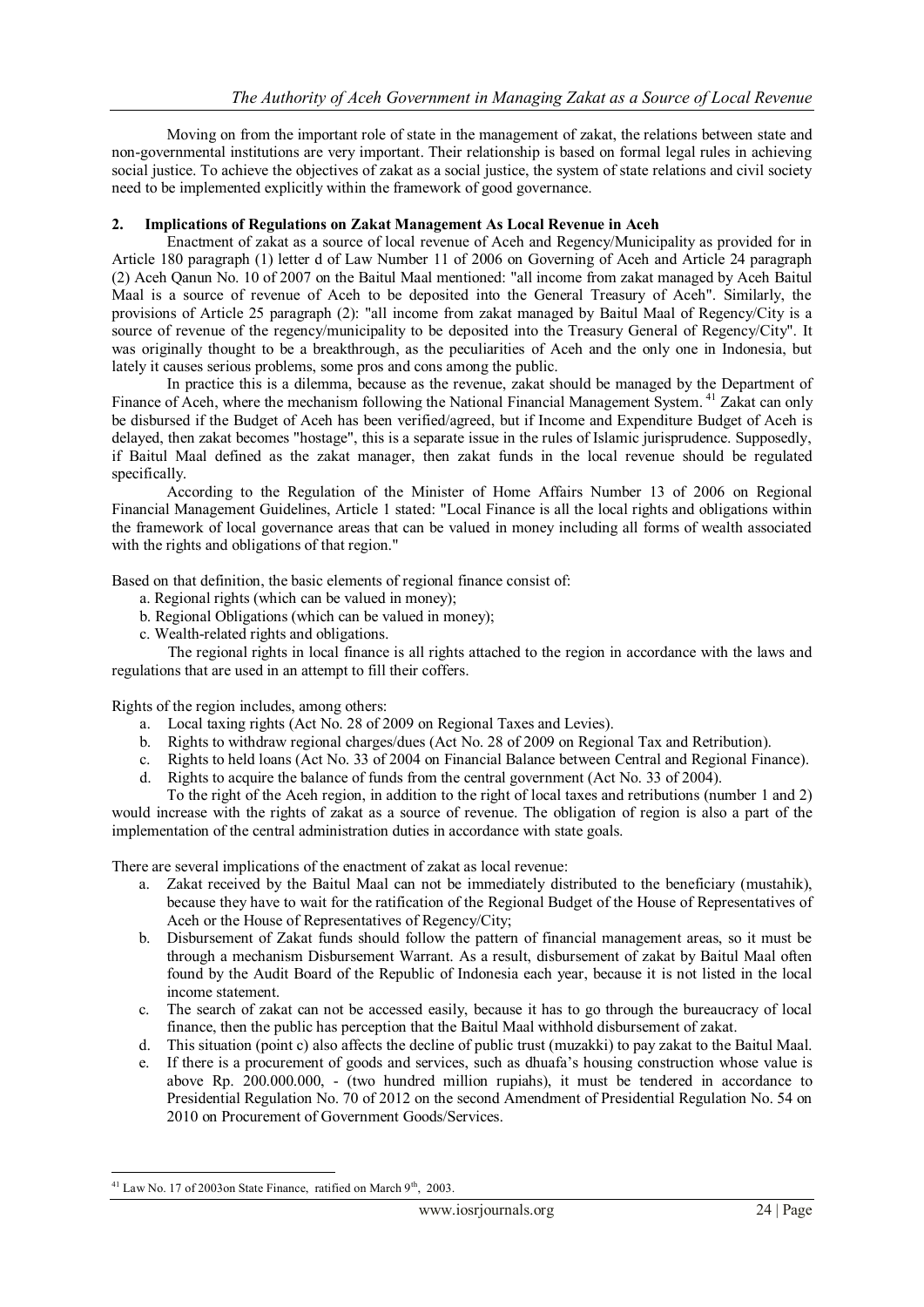Moving on from the important role of state in the management of zakat, the relations between state and non-governmental institutions are very important. Their relationship is based on formal legal rules in achieving social justice. To achieve the objectives of zakat as a social justice, the system of state relations and civil society need to be implemented explicitly within the framework of good governance.

## 2. Implications of Regulations on Zakat Management As Local Revenue in Aceh

Enactment of zakat as a source of local revenue of Aceh and Regency/Municipality as provided for in Article 180 paragraph (1) letter d of Law Number 11 of 2006 on Governing of Aceh and Article 24 paragraph (2) Aceh Qanun No. 10 of 2007 on the Baitul Maal mentioned: "all income from zakat managed by Aceh Baitul Maal is a source of revenue of Aceh to be deposited into the General Treasury of Aceh". Similarly, the provisions of Article 25 paragraph (2): "all income from zakat managed by Baitul Maal of Regency/City is a source of revenue of the regency/municipality to be deposited into the Treasury General of Regency/City". It was originally thought to be a breakthrough, as the peculiarities of Aceh and the only one in Indonesia, but lately it causes serious problems, some pros and cons among the public.

In practice this is a dilemma, because as the revenue, zakat should be managed by the Department of Finance of Aceh, where the mechanism following the National Financial Management System.[41] Zakat can only be disbursed if the Budget of Aceh has been verified/agreed, but if Income and Expenditure Budget of Aceh is delayed, then zakat becomes "hostage", this is a separate issue in the rules of Islamic jurisprudence. Supposedly, if Baitul Maal defined as the zakat manager, then zakat funds in the local revenue should be regulated specifically.

According to the Regulation of the Minister of Home Affairs Number 13 of 2006 on Regional Financial Management Guidelines, Article 1 stated: "Local Finance is all the local rights and obligations within the framework of local governance areas that can be valued in money including all forms of wealth associated with the rights and obligations of that region."

Based on that definition, the basic elements of regional finance consist of:

a. Regional rights (which can be valued in money);
b. Regional Obligations (which can be valued in money);
c. Wealth-related rights and obligations.

The regional rights in local finance is all rights attached to the region in accordance with the laws and regulations that are used in an attempt to fill their coffers.

Rights of the region includes, among others:

a. Local taxing rights (Act No. 28 of 2009 on Regional Taxes and Levies).
b. Rights to withdraw regional charges/dues (Act No. 28 of 2009 on Regional Tax and Retribution).
c. Rights to held loans (Act No. 33 of 2004 on Financial Balance between Central and Regional Finance).
d. Rights to acquire the balance of funds from the central government (Act No. 33 of 2004).

To the right of the Aceh region, in addition to the right of local taxes and retributions (number 1 and 2) would increase with the rights of zakat as a source of revenue. The obligation of region is also a part of the implementation of the central administration duties in accordance with state goals.

There are several implications of the enactment of zakat as local revenue:

a. Zakat received by the Baitul Maal can not be immediately distributed to the beneficiary (mustahik), because they have to wait for the ratification of the Regional Budget of the House of Representatives of Aceh or the House of Representatives of Regency/City;
b. Disbursement of Zakat funds should follow the pattern of financial management areas, so it must be through a mechanism Disbursement Warrant. As a result, disbursement of zakat by Baitul Maal often found by the Audit Board of the Republic of Indonesia each year, because it is not listed in the local income statement.
c. The search of zakat can not be accessed easily, because it has to go through the bureaucracy of local finance, then the public has perception that the Baitul Maal withhold disbursement of zakat.
d. This situation (point c) also affects the decline of public trust (muzakki) to pay zakat to the Baitul Maal.
e. If there is a procurement of goods and services, such as dhuafa's housing construction whose value is above Rp. 200.000.000, - (two hundred million rupiahs), it must be tendered in accordance to Presidential Regulation No. 70 of 2012 on the second Amendment of Presidential Regulation No. 54 on 2010 on Procurement of Government Goods/Services.

---

[41] Law No. 17 of 2003on State Finance, ratified on March 9th, 2003.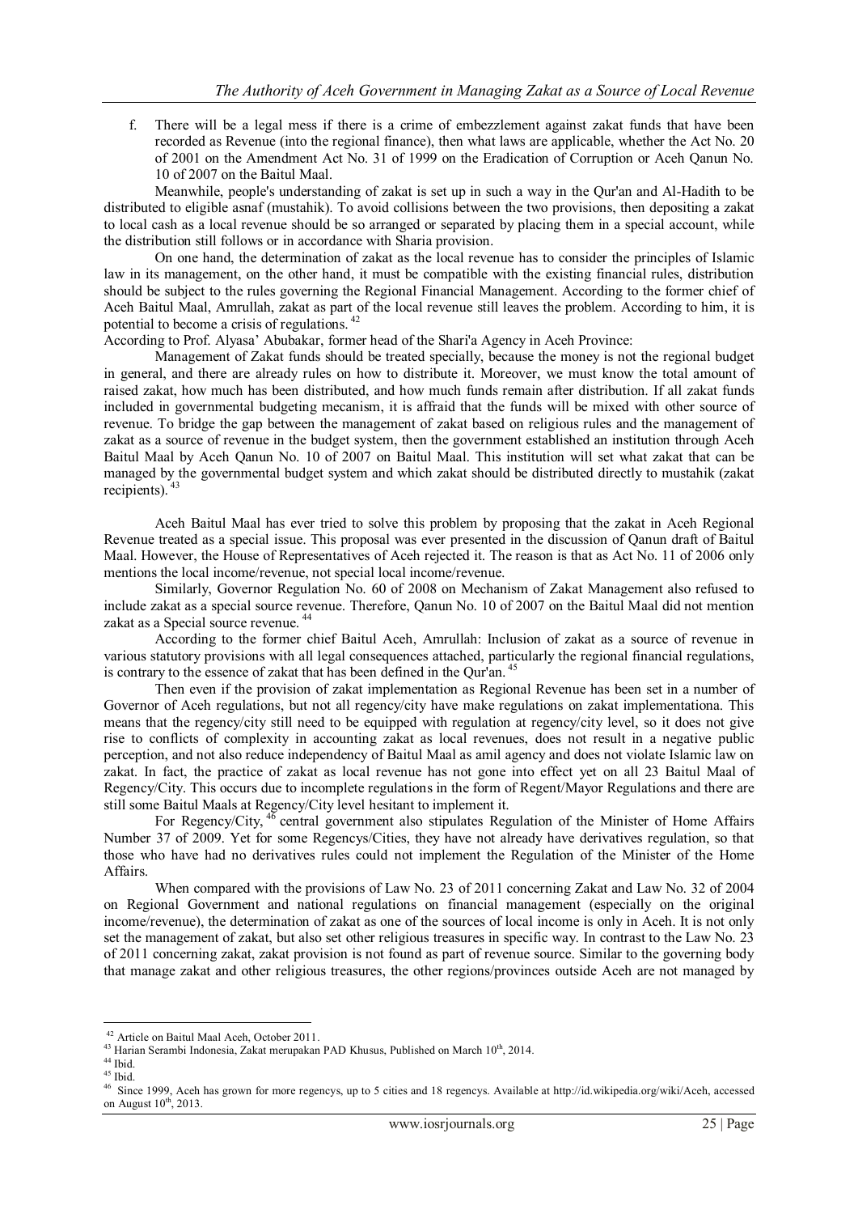f. There will be a legal mess if there is a crime of embezzlement against zakat funds that have been recorded as Revenue (into the regional finance), then what laws are applicable, whether the Act No. 20 of 2001 on the Amendment Act No. 31 of 1999 on the Eradication of Corruption or Aceh Qanun No. 10 of 2007 on the Baitul Maal.

Meanwhile, people's understanding of zakat is set up in such a way in the Qur'an and Al-Hadith to be distributed to eligible asnaf (mustahik). To avoid collisions between the two provisions, then depositing a zakat to local cash as a local revenue should be so arranged or separated by placing them in a special account, while the distribution still follows or in accordance with Sharia provision.

On one hand, the determination of zakat as the local revenue has to consider the principles of Islamic law in its management, on the other hand, it must be compatible with the existing financial rules, distribution should be subject to the rules governing the Regional Financial Management. According to the former chief of Aceh Baitul Maal, Amrullah, zakat as part of the local revenue still leaves the problem. According to him, it is potential to become a crisis of regulations.[42]

According to Prof. Alyasa' Abubakar, former head of the Shari'a Agency in Aceh Province:

Management of Zakat funds should be treated specially, because the money is not the regional budget in general, and there are already rules on how to distribute it. Moreover, we must know the total amount of raised zakat, how much has been distributed, and how much funds remain after distribution. If all zakat funds included in governmental budgeting mecanism, it is affraid that the funds will be mixed with other source of revenue. To bridge the gap between the management of zakat based on religious rules and the management of zakat as a source of revenue in the budget system, then the government established an institution through Aceh Baitul Maal by Aceh Qanun No. 10 of 2007 on Baitul Maal. This institution will set what zakat that can be managed by the governmental budget system and which zakat should be distributed directly to mustahik (zakat recipients).[43]

Aceh Baitul Maal has ever tried to solve this problem by proposing that the zakat in Aceh Regional Revenue treated as a special issue. This proposal was ever presented in the discussion of Qanun draft of Baitul Maal. However, the House of Representatives of Aceh rejected it. The reason is that as Act No. 11 of 2006 only mentions the local income/revenue, not special local income/revenue.

Similarly, Governor Regulation No. 60 of 2008 on Mechanism of Zakat Management also refused to include zakat as a special source revenue. Therefore, Qanun No. 10 of 2007 on the Baitul Maal did not mention zakat as a Special source revenue.[44]

According to the former chief Baitul Aceh, Amrullah: Inclusion of zakat as a source of revenue in various statutory provisions with all legal consequences attached, particularly the regional financial regulations, is contrary to the essence of zakat that has been defined in the Qur'an.[45]

Then even if the provision of zakat implementation as Regional Revenue has been set in a number of Governor of Aceh regulations, but not all regency/city have make regulations on zakat implementationa. This means that the regency/city still need to be equipped with regulation at regency/city level, so it does not give rise to conflicts of complexity in accounting zakat as local revenues, does not result in a negative public perception, and not also reduce independency of Baitul Maal as amil agency and does not violate Islamic law on zakat. In fact, the practice of zakat as local revenue has not gone into effect yet on all 23 Baitul Maal of Regency/City. This occurs due to incomplete regulations in the form of Regent/Mayor Regulations and there are still some Baitul Maals at Regency/City level hesitant to implement it.

For Regency/City,[46] central government also stipulates Regulation of the Minister of Home Affairs Number 37 of 2009. Yet for some Regencys/Cities, they have not already have derivatives regulation, so that those who have had no derivatives rules could not implement the Regulation of the Minister of the Home Affairs.

When compared with the provisions of Law No. 23 of 2011 concerning Zakat and Law No. 32 of 2004 on Regional Government and national regulations on financial management (especially on the original income/revenue), the determination of zakat as one of the sources of local income is only in Aceh. It is not only set the management of zakat, but also set other religious treasures in specific way. In contrast to the Law No. 23 of 2011 concerning zakat, zakat provision is not found as part of revenue source. Similar to the governing body that manage zakat and other religious treasures, the other regions/provinces outside Aceh are not managed by

---

[42] Article on Baitul Maal Aceh, October 2011.

[43] Harian Serambi Indonesia, Zakat merupakan PAD Khusus, Published on March 10th, 2014.

[44] Ibid.

[45] Ibid.

[46] Since 1999, Aceh has grown for more regencys, up to 5 cities and 18 regencys. Available at http://id.wikipedia.org/wiki/Aceh, accessed on August 10th, 2013.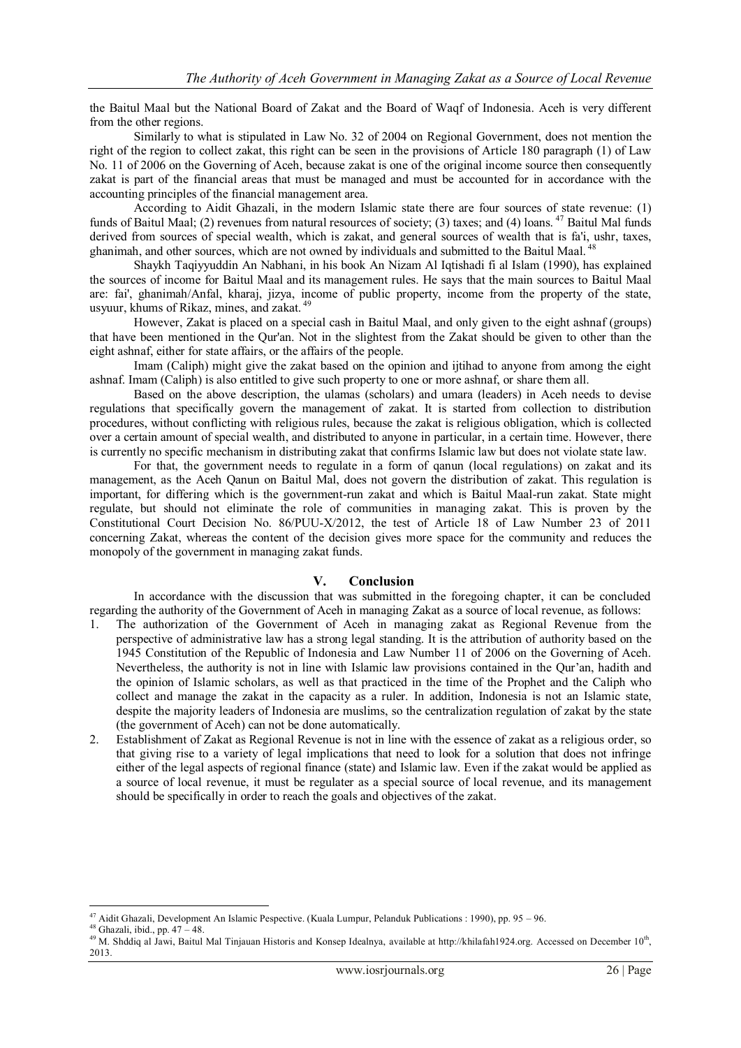the Baitul Maal but the National Board of Zakat and the Board of Waqf of Indonesia. Aceh is very different from the other regions.

Similarly to what is stipulated in Law No. 32 of 2004 on Regional Government, does not mention the right of the region to collect zakat, this right can be seen in the provisions of Article 180 paragraph (1) of Law No. 11 of 2006 on the Governing of Aceh, because zakat is one of the original income source then consequently zakat is part of the financial areas that must be managed and must be accounted for in accordance with the accounting principles of the financial management area.

According to Aidit Ghazali, in the modern Islamic state there are four sources of state revenue: (1) funds of Baitul Maal; (2) revenues from natural resources of society; (3) taxes; and (4) loans. [47] Baitul Mal funds derived from sources of special wealth, which is zakat, and general sources of wealth that is fa'i, ushr, taxes, ghanimah, and other sources, which are not owned by individuals and submitted to the Baitul Maal. [48]

Shaykh Taqiyyuddin An Nabhani, in his book An Nizam Al Iqtishadi fi al Islam (1990), has explained the sources of income for Baitul Maal and its management rules. He says that the main sources to Baitul Maal are: fai', ghanimah/Anfal, kharaj, jizya, income of public property, income from the property of the state, usyuur, khums of Rikaz, mines, and zakat. [49]

However, Zakat is placed on a special cash in Baitul Maal, and only given to the eight ashnaf (groups) that have been mentioned in the Qur'an. Not in the slightest from the Zakat should be given to other than the eight ashnaf, either for state affairs, or the affairs of the people.

Imam (Caliph) might give the zakat based on the opinion and ijtihad to anyone from among the eight ashnaf. Imam (Caliph) is also entitled to give such property to one or more ashnaf, or share them all.

Based on the above description, the ulamas (scholars) and umara (leaders) in Aceh needs to devise regulations that specifically govern the management of zakat. It is started from collection to distribution procedures, without conflicting with religious rules, because the zakat is religious obligation, which is collected over a certain amount of special wealth, and distributed to anyone in particular, in a certain time. However, there is currently no specific mechanism in distributing zakat that confirms Islamic law but does not violate state law.

For that, the government needs to regulate in a form of qanun (local regulations) on zakat and its management, as the Aceh Qanun on Baitul Mal, does not govern the distribution of zakat. This regulation is important, for differing which is the government-run zakat and which is Baitul Maal-run zakat. State might regulate, but should not eliminate the role of communities in managing zakat. This is proven by the Constitutional Court Decision No. 86/PUU-X/2012, the test of Article 18 of Law Number 23 of 2011 concerning Zakat, whereas the content of the decision gives more space for the community and reduces the monopoly of the government in managing zakat funds.

## V. Conclusion

In accordance with the discussion that was submitted in the foregoing chapter, it can be concluded regarding the authority of the Government of Aceh in managing Zakat as a source of local revenue, as follows:

1. The authorization of the Government of Aceh in managing zakat as Regional Revenue from the perspective of administrative law has a strong legal standing. It is the attribution of authority based on the 1945 Constitution of the Republic of Indonesia and Law Number 11 of 2006 on the Governing of Aceh. Nevertheless, the authority is not in line with Islamic law provisions contained in the Qur'an, hadith and the opinion of Islamic scholars, as well as that practiced in the time of the Prophet and the Caliph who collect and manage the zakat in the capacity as a ruler. In addition, Indonesia is not an Islamic state, despite the majority leaders of Indonesia are muslims, so the centralization regulation of zakat by the state (the government of Aceh) can not be done automatically.
2. Establishment of Zakat as Regional Revenue is not in line with the essence of zakat as a religious order, so that giving rise to a variety of legal implications that need to look for a solution that does not infringe either of the legal aspects of regional finance (state) and Islamic law. Even if the zakat would be applied as a source of local revenue, it must be regulater as a special source of local revenue, and its management should be specifically in order to reach the goals and objectives of the zakat.

---

[47] Aidit Ghazali, Development An Islamic Pespective. (Kuala Lumpur, Pelanduk Publications : 1990), pp. 95 – 96.

[48] Ghazali, ibid., pp. 47 – 48.

[49] M. Shddiq al Jawi, Baitul Mal Tinjauan Historis dan Konsep Idealnya, available at http://khilafah1924.org. Accessed on December 10th, 2013.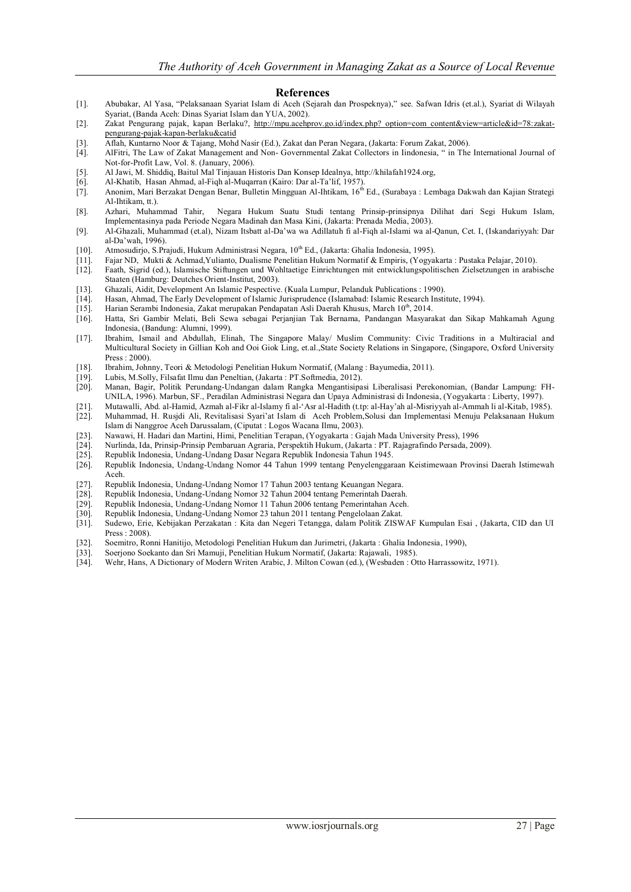## References

[1]. Abubakar, Al Yasa, “Pelaksanaan Syariat Islam di Aceh (Sejarah dan Prospeknya),” see. Safwan Idris (et.al.), Syariat di Wilayah Syariat, (Banda Aceh: Dinas Syariat Islam dan YUA, 2002).
[2]. Zakat Pengurang pajak, kapan Berlaku?, http://mpu.acehprov.go.id/index.php? option=com_content&view=article&id=78:zakat-pengurang-pajak-kapan-berlaku&catid
[3]. Aflah, Kuntarno Noor & Tajang, Mohd Nasir (Ed.), Zakat dan Peran Negara, (Jakarta: Forum Zakat, 2006).
[4]. AlFitri, The Law of Zakat Management and Non- Governmental Zakat Collectors in Iindonesia, “ in The International Journal of Not-for-Profit Law, Vol. 8. (January, 2006).
[5]. Al Jawi, M. Shiddiq, Baitul Mal Tinjauan Historis Dan Konsep Idealnya, http://khilafah1924.org,
[6]. Al-Khatib, Hasan Ahmad, al-Fiqh al-Muqarran (Kairo: Dar al-Ta’lif, 1957).
[7]. Anonim, Mari Berzakat Dengan Benar, Bulletin Mingguan Al-Ihtikam, 16th Ed., (Surabaya : Lembaga Dakwah dan Kajian Strategi Al-Ihtikam, tt.).
[8]. Azhari, Muhammad Tahir, Negara Hukum Suatu Studi tentang Prinsip-prinsipnya Dilihat dari Segi Hukum Islam, Implementasinya pada Periode Negara Madinah dan Masa Kini, (Jakarta: Prenada Media, 2003).
[9]. Al-Ghazali, Muhammad (et.al), Nizam Itsbatt al-Da’wa wa Adillatuh fi al-Fiqh al-Islami wa al-Qanun, Cet. I, (Iskandariyyah: Dar al-Da’wah, 1996).
[10]. Atmosudirjo, S.Prajudi, Hukum Administrasi Negara, 10th Ed., (Jakarta: Ghalia Indonesia, 1995).
[11]. Fajar ND, Mukti & Achmad,Yulianto, Dualisme Penelitian Hukum Normatif & Empiris, (Yogyakarta : Pustaka Pelajar, 2010).
[12]. Faath, Sigrid (ed.), Islamische Stiftungen und Wohltaetige Einrichtungen mit entwicklungspolitischen Zielsetzungen in arabische Staaten (Hamburg: Deutches Orient-Institut, 2003).
[13]. Ghazali, Aidit, Development An Islamic Pespective. (Kuala Lumpur, Pelanduk Publications : 1990).
[14]. Hasan, Ahmad, The Early Development of Islamic Jurisprudence (Islamabad: Islamic Research Institute, 1994).
[15]. Harian Serambi Indonesia, Zakat merupakan Pendapatan Asli Daerah Khusus, March 10th, 2014.
[16]. Hatta, Sri Gambir Melati, Beli Sewa sebagai Perjanjian Tak Bernama, Pandangan Masyarakat dan Sikap Mahkamah Agung Indonesia, (Bandung: Alumni, 1999).
[17]. Ibrahim, Ismail and Abdullah, Elinah, The Singapore Malay/ Muslim Community: Civic Traditions in a Multiracial and Multicultural Society in Gillian Koh and Ooi Giok Ling, et.al.,State Society Relations in Singapore, (Singapore, Oxford University Press : 2000).
[18]. Ibrahim, Johnny, Teori & Metodologi Penelitian Hukum Normatif, (Malang : Bayumedia, 2011).
[19]. Lubis, M.Solly, Filsafat Ilmu dan Peneltian, (Jakarta : PT.Softmedia, 2012).
[20]. Manan, Bagir, Politik Perundang-Undangan dalam Rangka Mengantisipasi Liberalisasi Perekonomian, (Bandar Lampung: FH-UNILA, 1996). Marbun, SF., Peradilan Administrasi Negara dan Upaya Administrasi di Indonesia, (Yogyakarta : Liberty, 1997).
[21]. Mutawalli, Abd. al-Hamid, Azmah al-Fikr al-Islamy fi al-‘Asr al-Hadith (t.tp: al-Hay’ah al-Misriyyah al-Ammah li al-Kitab, 1985).
[22]. Muhammad, H. Rusjdi Ali, Revitalisasi Syari’at Islam di Aceh Problem,Solusi dan Implementasi Menuju Pelaksanaan Hukum Islam di Nanggroe Aceh Darussalam, (Ciputat : Logos Wacana Ilmu, 2003).
[23]. Nawawi, H. Hadari dan Martini, Himi, Penelitian Terapan, (Yogyakarta : Gajah Mada University Press), 1996
[24]. Nurlinda, Ida, Prinsip-Prinsip Pembaruan Agraria, Perspektih Hukum, (Jakarta : PT. Rajagrafindo Persada, 2009).
[25]. Republik Indonesia, Undang-Undang Dasar Negara Republik Indonesia Tahun 1945.
[26]. Republik Indonesia, Undang-Undang Nomor 44 Tahun 1999 tentang Penyelenggaraan Keistimewaan Provinsi Daerah Istimewah Aceh.
[27]. Republik Indonesia, Undang-Undang Nomor 17 Tahun 2003 tentang Keuangan Negara.
[28]. Republik Indonesia, Undang-Undang Nomor 32 Tahun 2004 tentang Pemerintah Daerah.
[29]. Republik Indonesia, Undang-Undang Nomor 11 Tahun 2006 tentang Pemerintahan Aceh.
[30]. Republik Indonesia, Undang-Undang Nomor 23 tahun 2011 tentang Pengelolaan Zakat.
[31]. Sudewo, Erie, Kebijakan Perzakatan : Kita dan Negeri Tetangga, dalam Politik ZISWAF Kumpulan Esai , (Jakarta, CID dan UI Press : 2008).
[32]. Soemitro, Ronni Hanitijo, Metodologi Penelitian Hukum dan Jurimetri, (Jakarta : Ghalia Indonesia, 1990),
[33]. Soerjono Soekanto dan Sri Mamuji, Penelitian Hukum Normatif, (Jakarta: Rajawali, 1985).
[34]. Wehr, Hans, A Dictionary of Modern Writen Arabic, J. Milton Cowan (ed.), (Wesbaden : Otto Harrassowitz, 1971).